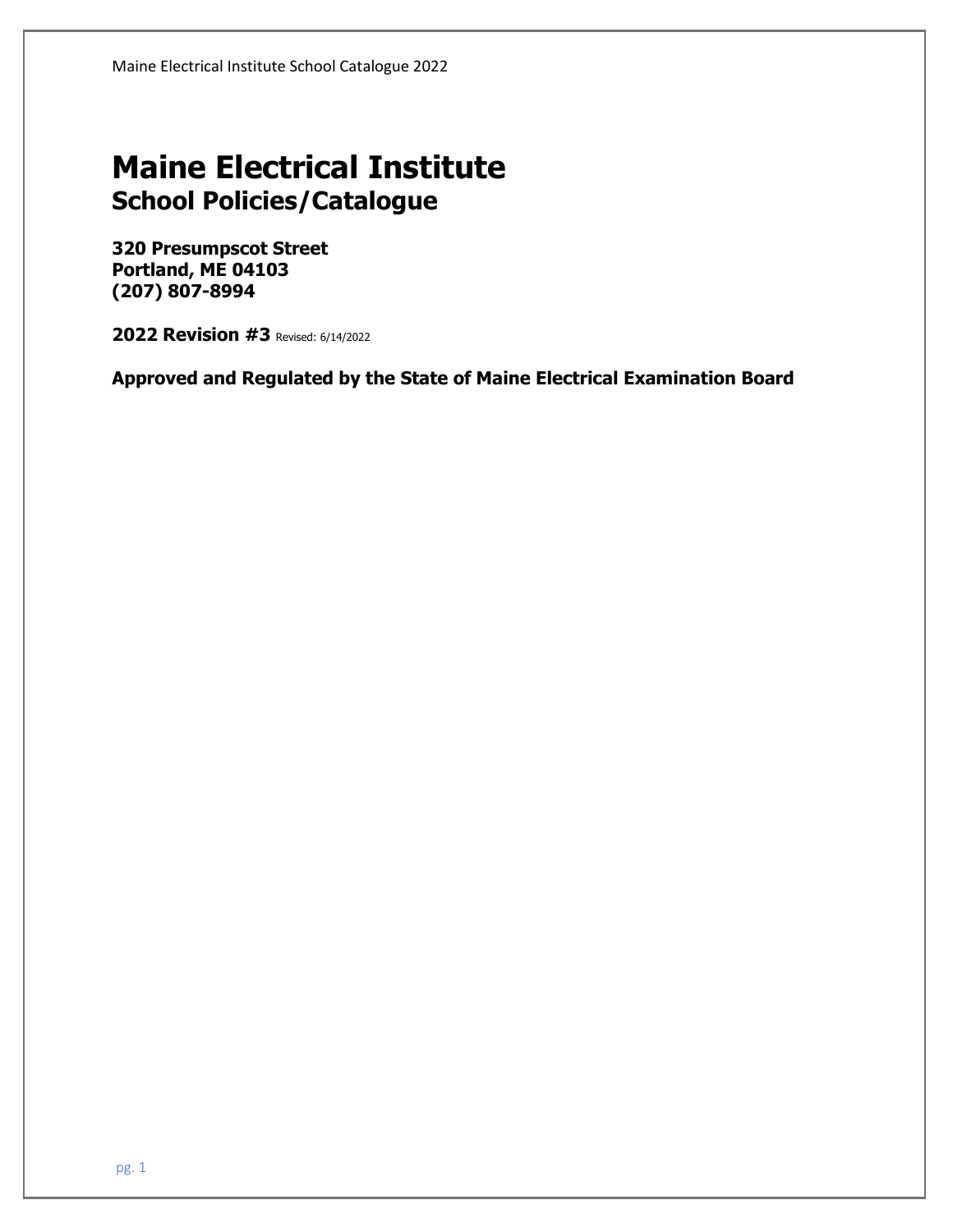# Maine Electrical Institute

## School Policies/Catalogue

**320 Presumpscot Street**
**Portland, ME 04103**
**(207) 807-8994**

**2022 Revision #3** Revised: 6/14/2022

**Approved and Regulated by the State of Maine Electrical Examination Board**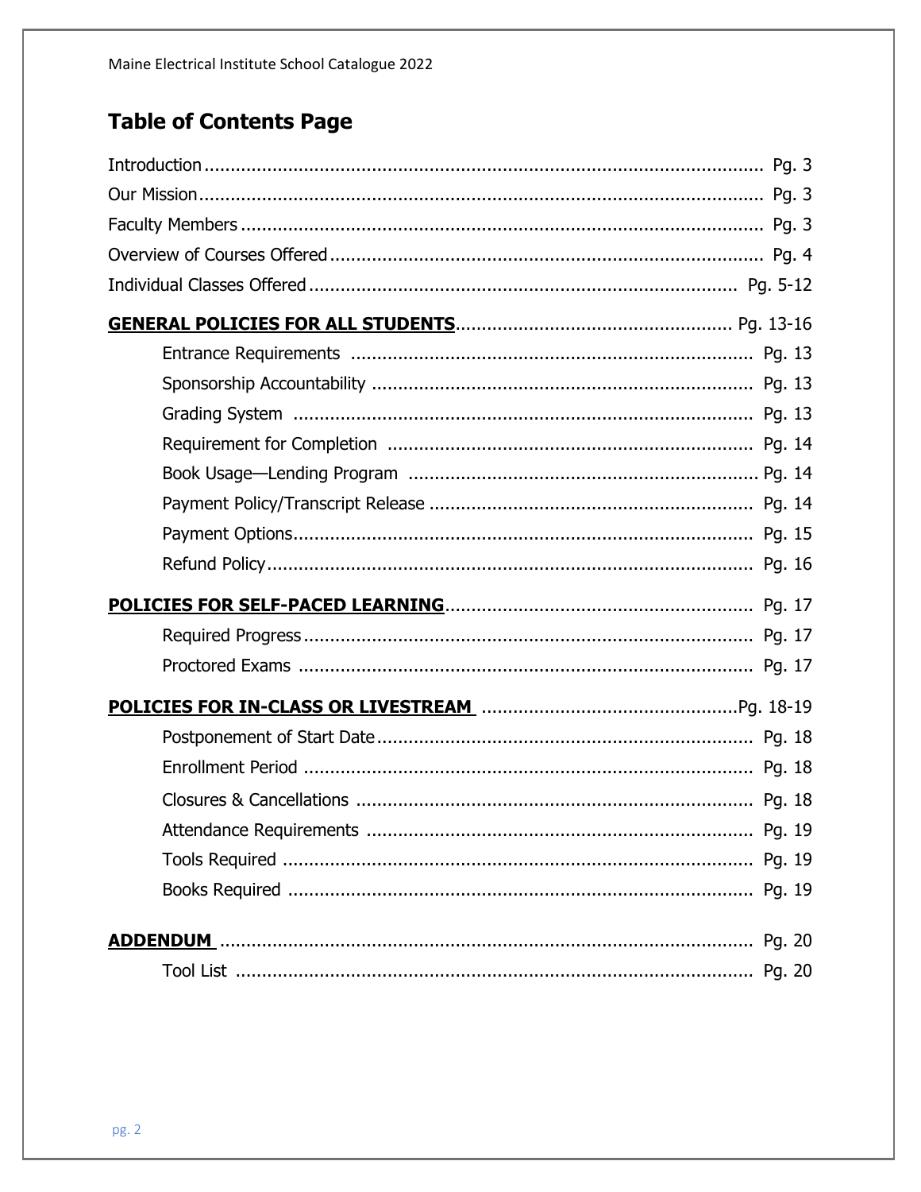## Table of Contents Page

Introduction ........................................................ Pg. 3
Our Mission ........................................................ Pg. 3
Faculty Members ........................................................ Pg. 3
Overview of Courses Offered ........................................................ Pg. 4
Individual Classes Offered ........................................................ Pg. 5-12

**GENERAL POLICIES FOR ALL STUDENTS** ........................................................ Pg. 13-16

- Entrance Requirements ........................................................ Pg. 13
- Sponsorship Accountability ........................................................ Pg. 13
- Grading System ........................................................ Pg. 13
- Requirement for Completion ........................................................ Pg. 14
- Book Usage—Lending Program ........................................................ Pg. 14
- Payment Policy/Transcript Release ........................................................ Pg. 14
- Payment Options ........................................................ Pg. 15
- Refund Policy ........................................................ Pg. 16

**POLICIES FOR SELF-PACED LEARNING** ........................................................ Pg. 17

- Required Progress ........................................................ Pg. 17
- Proctored Exams ........................................................ Pg. 17

**POLICIES FOR IN-CLASS OR LIVESTREAM** ........................................................ Pg. 18-19

- Postponement of Start Date ........................................................ Pg. 18
- Enrollment Period ........................................................ Pg. 18
- Closures & Cancellations ........................................................ Pg. 18
- Attendance Requirements ........................................................ Pg. 19
- Tools Required ........................................................ Pg. 19
- Books Required ........................................................ Pg. 19

**ADDENDUM** ........................................................ Pg. 20

- Tool List ........................................................ Pg. 20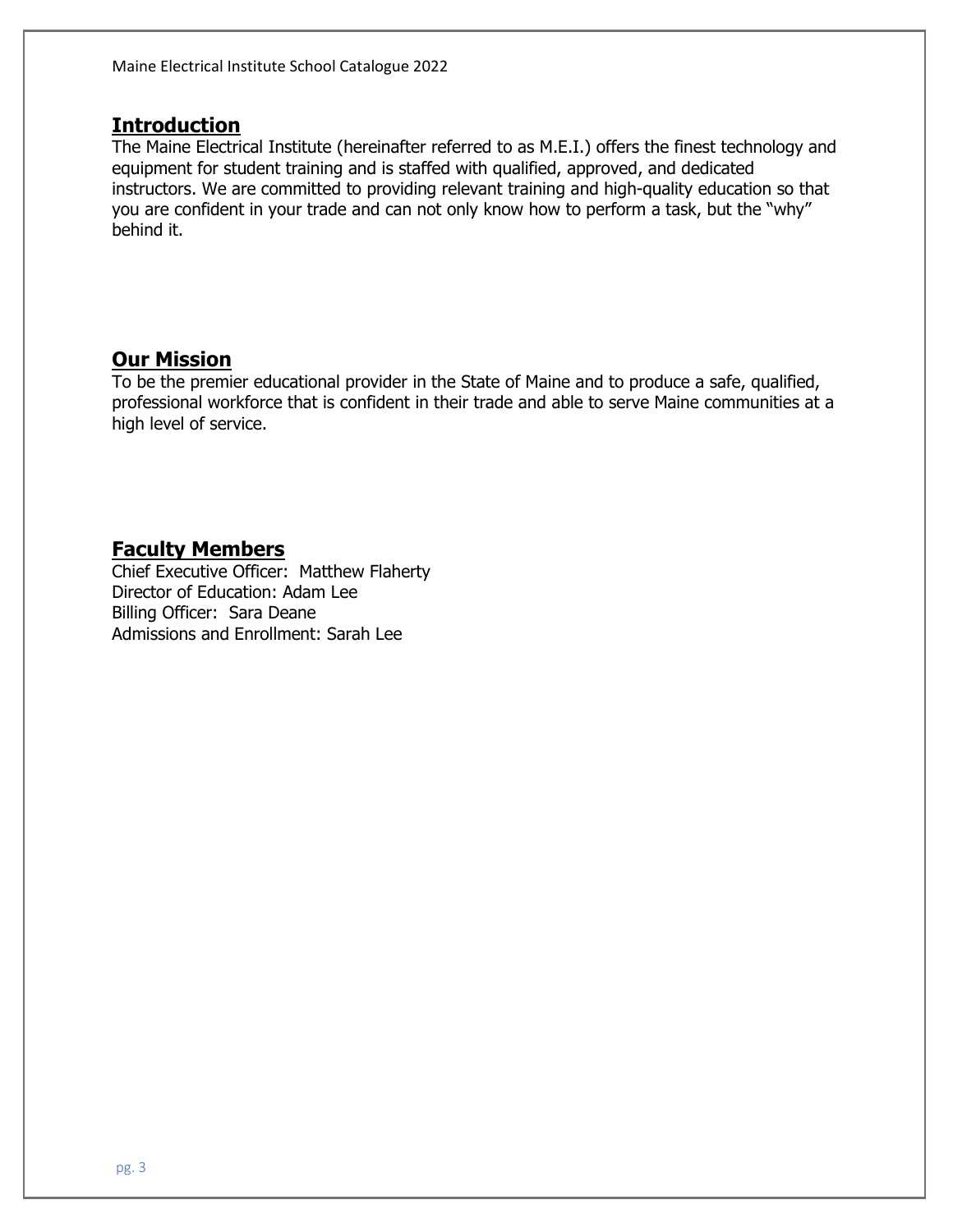## Introduction

The Maine Electrical Institute (hereinafter referred to as M.E.I.) offers the finest technology and equipment for student training and is staffed with qualified, approved, and dedicated instructors. We are committed to providing relevant training and high-quality education so that you are confident in your trade and can not only know how to perform a task, but the "why" behind it.

## Our Mission

To be the premier educational provider in the State of Maine and to produce a safe, qualified, professional workforce that is confident in their trade and able to serve Maine communities at a high level of service.

## Faculty Members

Chief Executive Officer: Matthew Flaherty
Director of Education: Adam Lee
Billing Officer: Sara Deane
Admissions and Enrollment: Sarah Lee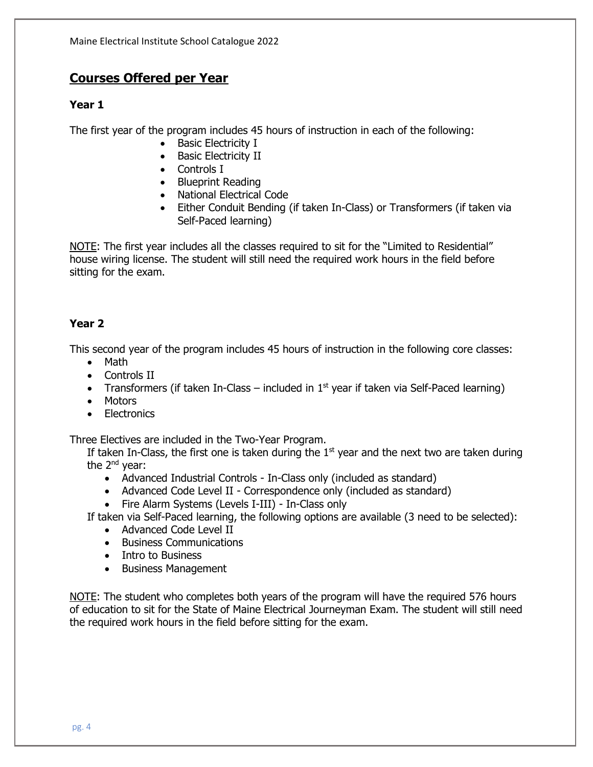## Courses Offered per Year

### Year 1

The first year of the program includes 45 hours of instruction in each of the following:

- Basic Electricity I
- Basic Electricity II
- Controls I
- Blueprint Reading
- National Electrical Code
- Either Conduit Bending (if taken In-Class) or Transformers (if taken via Self-Paced learning)

NOTE: The first year includes all the classes required to sit for the "Limited to Residential" house wiring license. The student will still need the required work hours in the field before sitting for the exam.

### Year 2

This second year of the program includes 45 hours of instruction in the following core classes:

- Math
- Controls II
- Transformers (if taken In-Class – included in 1st year if taken via Self-Paced learning)
- Motors
- Electronics

Three Electives are included in the Two-Year Program.

If taken In-Class, the first one is taken during the 1st year and the next two are taken during the 2nd year:

- Advanced Industrial Controls - In-Class only (included as standard)
- Advanced Code Level II - Correspondence only (included as standard)
- Fire Alarm Systems (Levels I-III) - In-Class only

If taken via Self-Paced learning, the following options are available (3 need to be selected):

- Advanced Code Level II
- Business Communications
- Intro to Business
- Business Management

NOTE: The student who completes both years of the program will have the required 576 hours of education to sit for the State of Maine Electrical Journeyman Exam. The student will still need the required work hours in the field before sitting for the exam.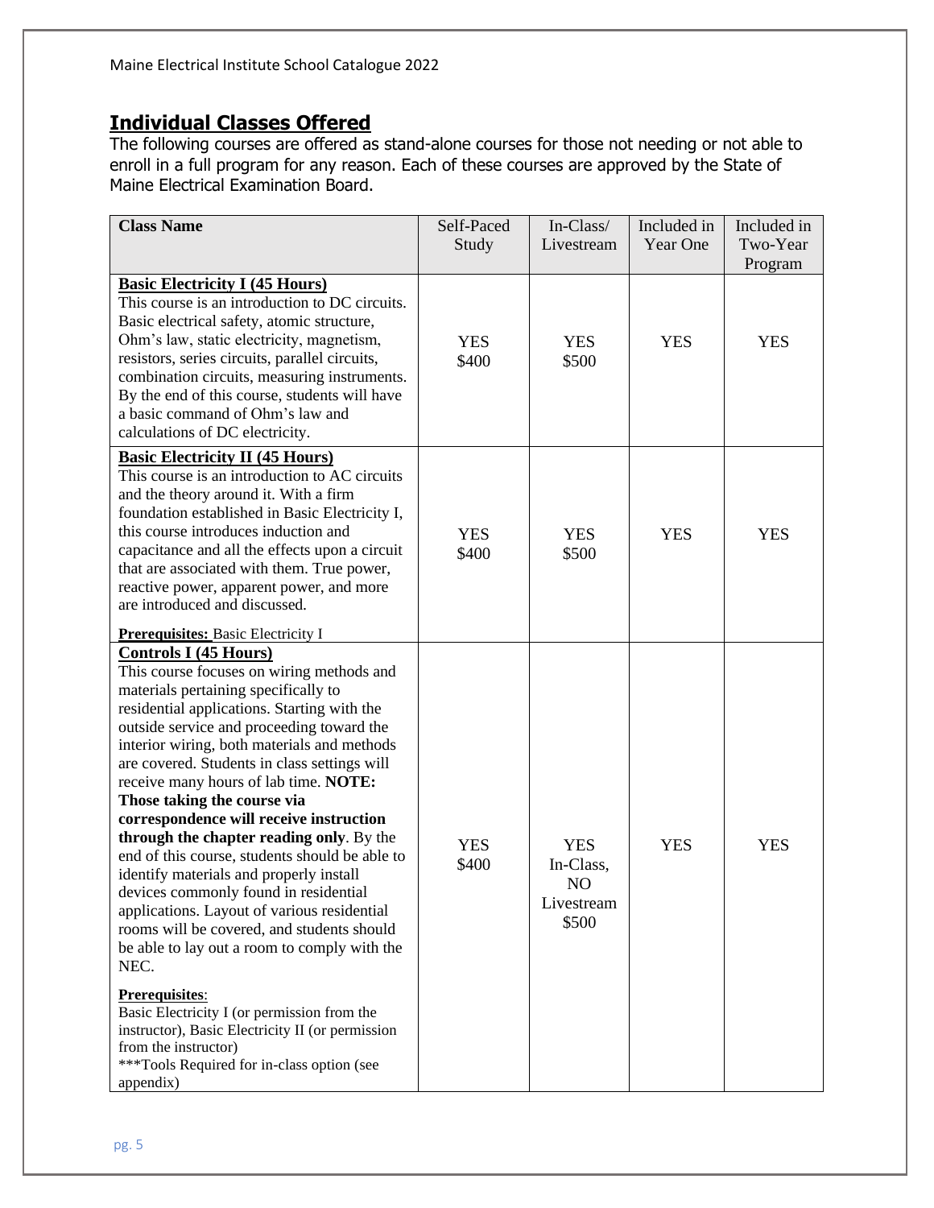## Individual Classes Offered

The following courses are offered as stand-alone courses for those not needing or not able to enroll in a full program for any reason. Each of these courses are approved by the State of Maine Electrical Examination Board.

| Class Name | Self-Paced Study | In-Class/ Livestream | Included in Year One | Included in Two-Year Program |
|---|---|---|---|---|
| **Basic Electricity I (45 Hours)**<br>This course is an introduction to DC circuits. Basic electrical safety, atomic structure, Ohm's law, static electricity, magnetism, resistors, series circuits, parallel circuits, combination circuits, measuring instruments. By the end of this course, students will have a basic command of Ohm's law and calculations of DC electricity. | YES<br>$400 | YES<br>$500 | YES | YES |
| **Basic Electricity II (45 Hours)**<br>This course is an introduction to AC circuits and the theory around it. With a firm foundation established in Basic Electricity I, this course introduces induction and capacitance and all the effects upon a circuit that are associated with them. True power, reactive power, apparent power, and more are introduced and discussed.<br><br>**Prerequisites:** Basic Electricity I | YES<br>$400 | YES<br>$500 | YES | YES |
| **Controls I (45 Hours)**<br>This course focuses on wiring methods and materials pertaining specifically to residential applications. Starting with the outside service and proceeding toward the interior wiring, both materials and methods are covered. Students in class settings will receive many hours of lab time. **NOTE: Those taking the course via correspondence will receive instruction through the chapter reading only**. By the end of this course, students should be able to identify materials and properly install devices commonly found in residential applications. Layout of various residential rooms will be covered, and students should be able to lay out a room to comply with the NEC.<br><br>**Prerequisites**:<br>Basic Electricity I (or permission from the instructor), Basic Electricity II (or permission from the instructor)<br>***Tools Required for in-class option (see appendix) | YES<br>$400 | YES<br>In-Class,<br>NO<br>Livestream<br>$500 | YES | YES |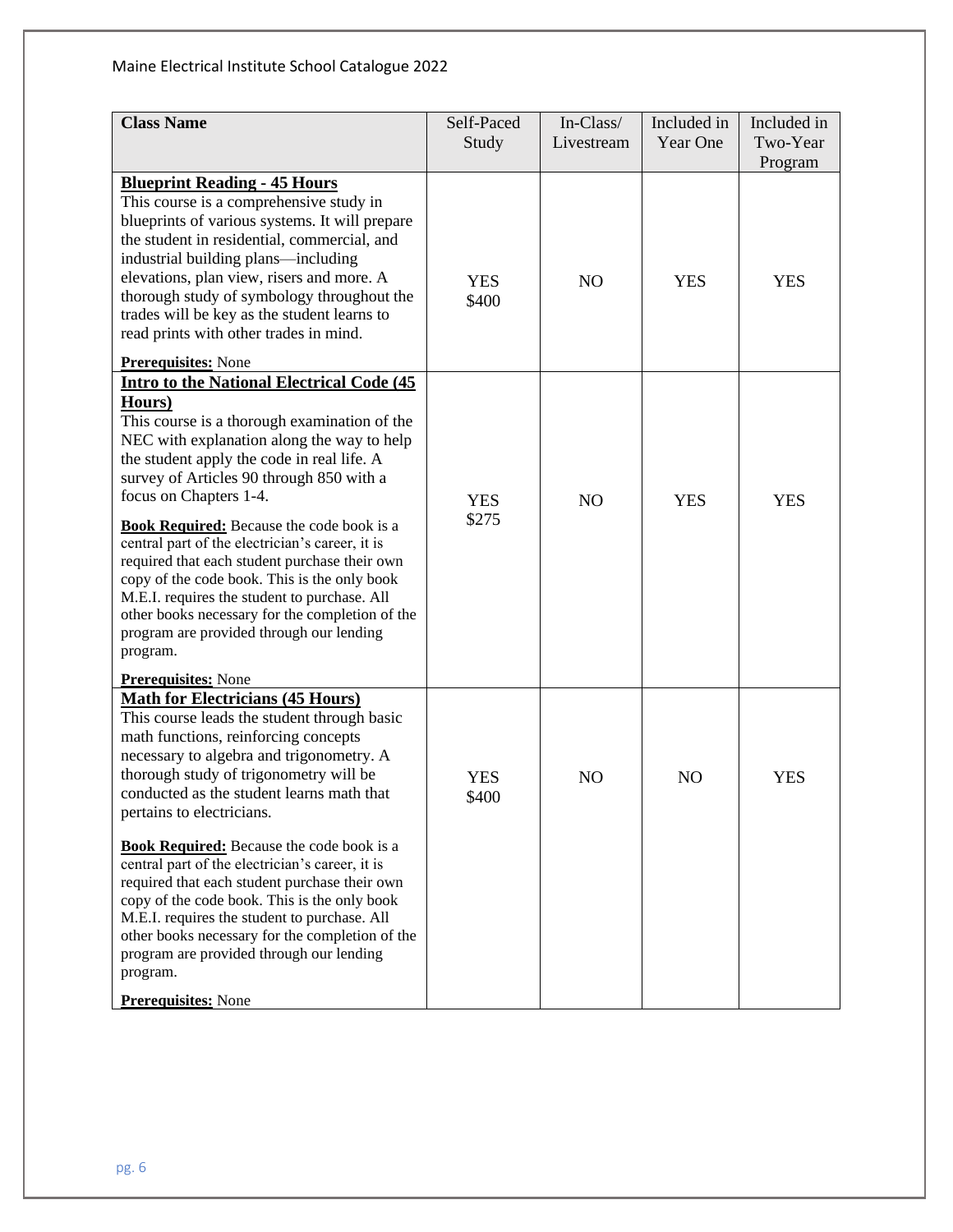| Class Name | Self-Paced Study | In-Class/ Livestream | Included in Year One | Included in Two-Year Program |
|---|---|---|---|---|
| **Blueprint Reading - 45 Hours**<br>This course is a comprehensive study in blueprints of various systems. It will prepare the student in residential, commercial, and industrial building plans—including elevations, plan view, risers and more. A thorough study of symbology throughout the trades will be key as the student learns to read prints with other trades in mind.<br><br>**Prerequisites:** None | YES<br>$400 | NO | YES | YES |
| **Intro to the National Electrical Code (45 Hours)**<br>This course is a thorough examination of the NEC with explanation along the way to help the student apply the code in real life. A survey of Articles 90 through 850 with a focus on Chapters 1-4.<br><br>**Book Required:** Because the code book is a central part of the electrician's career, it is required that each student purchase their own copy of the code book. This is the only book M.E.I. requires the student to purchase. All other books necessary for the completion of the program are provided through our lending program.<br><br>**Prerequisites:** None | YES<br>$275 | NO | YES | YES |
| **Math for Electricians (45 Hours)**<br>This course leads the student through basic math functions, reinforcing concepts necessary to algebra and trigonometry. A thorough study of trigonometry will be conducted as the student learns math that pertains to electricians.<br><br>**Book Required:** Because the code book is a central part of the electrician's career, it is required that each student purchase their own copy of the code book. This is the only book M.E.I. requires the student to purchase. All other books necessary for the completion of the program are provided through our lending program.<br><br>**Prerequisites:** None | YES<br>$400 | NO | NO | YES |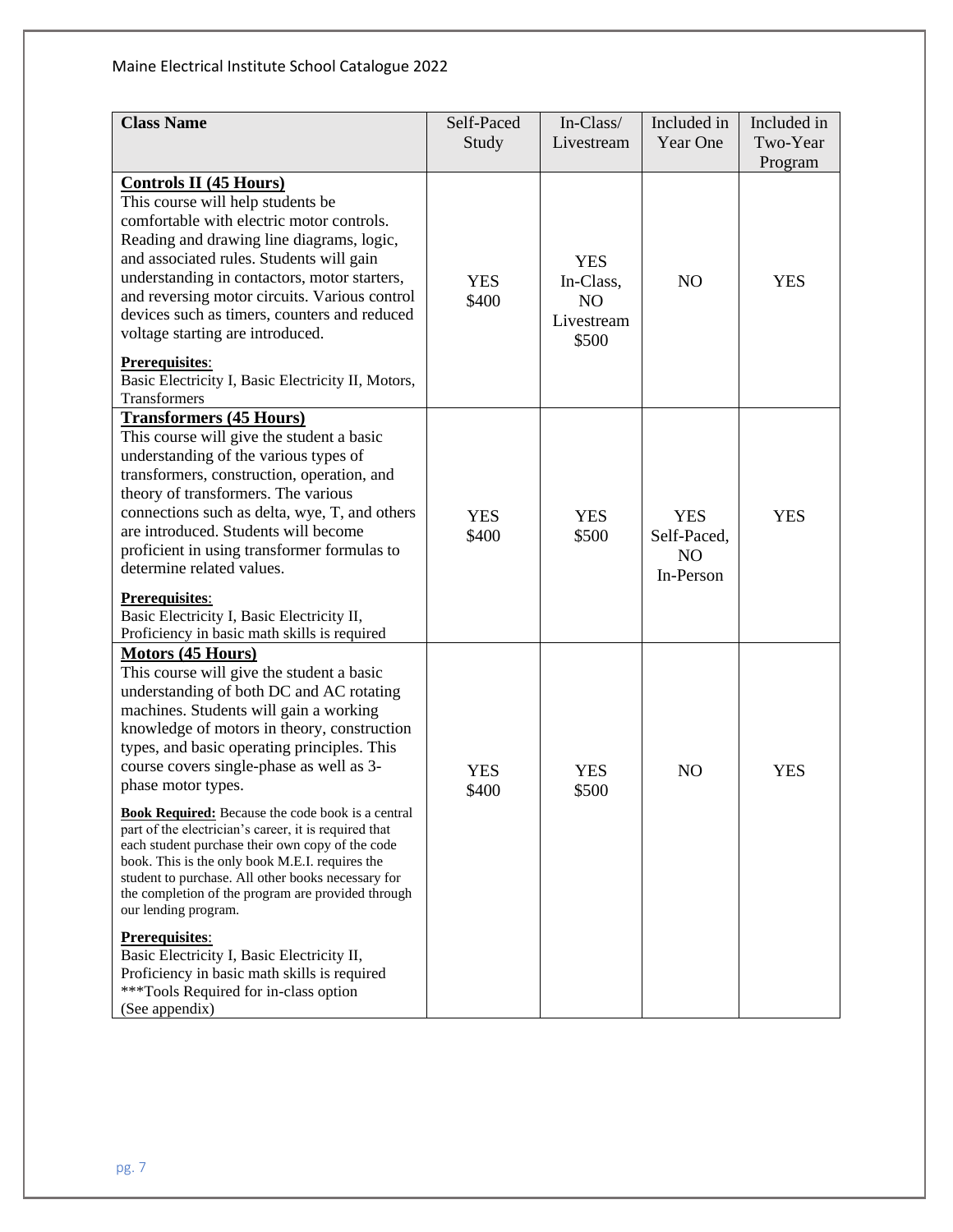| Class Name | Self-Paced Study | In-Class/ Livestream | Included in Year One | Included in Two-Year Program |
|---|---|---|---|---|
| **Controls II (45 Hours)**<br>This course will help students be comfortable with electric motor controls. Reading and drawing line diagrams, logic, and associated rules. Students will gain understanding in contactors, motor starters, and reversing motor circuits. Various control devices such as timers, counters and reduced voltage starting are introduced.<br><br>**Prerequisites**:<br>Basic Electricity I, Basic Electricity II, Motors, Transformers | YES<br>$400 | YES<br>In-Class,<br>NO<br>Livestream<br>$500 | NO | YES |
| **Transformers (45 Hours)**<br>This course will give the student a basic understanding of the various types of transformers, construction, operation, and theory of transformers. The various connections such as delta, wye, T, and others are introduced. Students will become proficient in using transformer formulas to determine related values.<br><br>**Prerequisites**:<br>Basic Electricity I, Basic Electricity II, Proficiency in basic math skills is required | YES<br>$400 | YES<br>$500 | YES<br>Self-Paced,<br>NO<br>In-Person | YES |
| **Motors (45 Hours)**<br>This course will give the student a basic understanding of both DC and AC rotating machines. Students will gain a working knowledge of motors in theory, construction types, and basic operating principles. This course covers single-phase as well as 3-phase motor types.<br><br>**Book Required:** Because the code book is a central part of the electrician's career, it is required that each student purchase their own copy of the code book. This is the only book M.E.I. requires the student to purchase. All other books necessary for the completion of the program are provided through our lending program.<br><br>**Prerequisites**:<br>Basic Electricity I, Basic Electricity II, Proficiency in basic math skills is required<br>***Tools Required for in-class option<br>(See appendix) | YES<br>$400 | YES<br>$500 | NO | YES |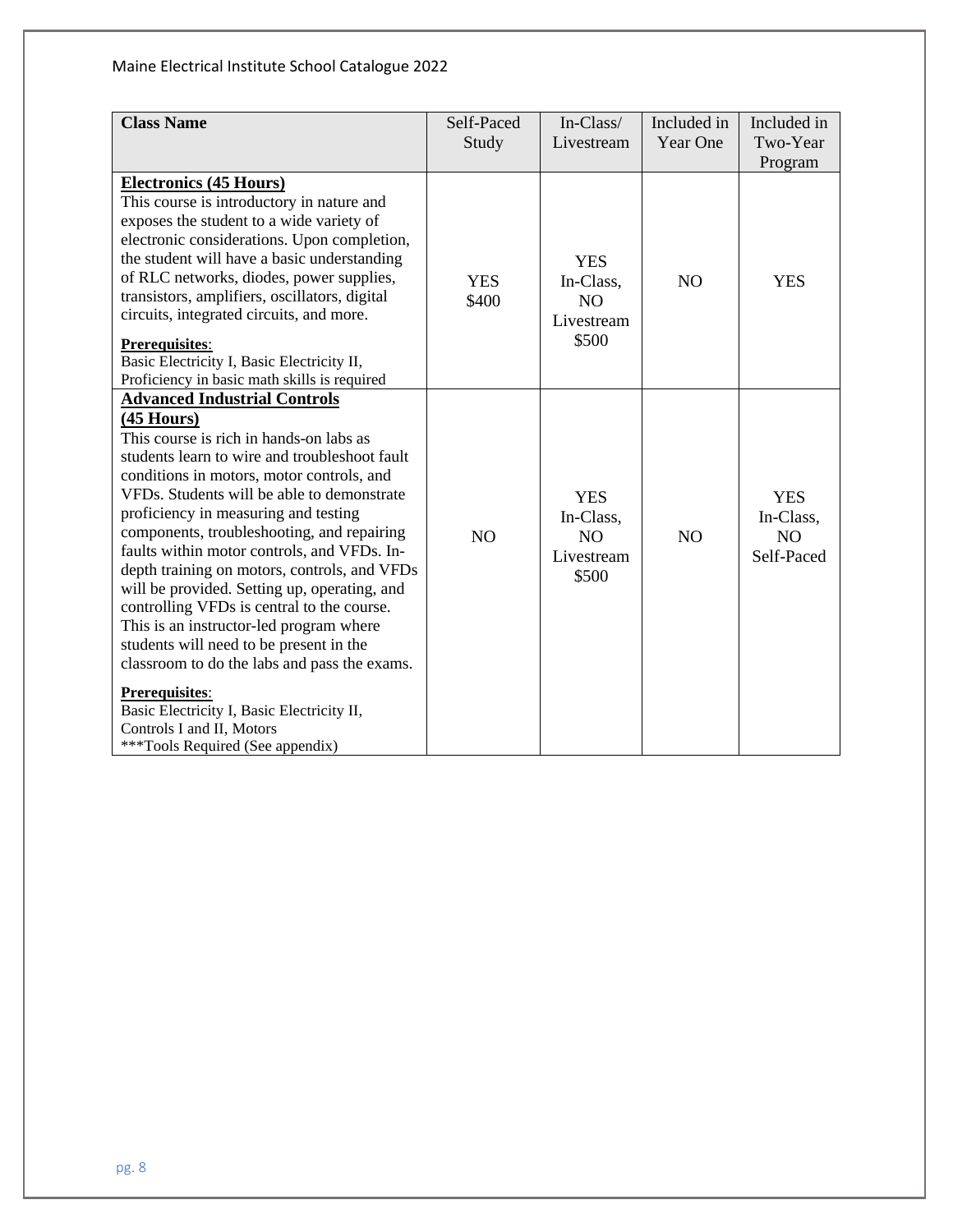| Class Name | Self-Paced Study | In-Class/ Livestream | Included in Year One | Included in Two-Year Program |
|---|---|---|---|---|
| **Electronics (45 Hours)**<br>This course is introductory in nature and exposes the student to a wide variety of electronic considerations. Upon completion, the student will have a basic understanding of RLC networks, diodes, power supplies, transistors, amplifiers, oscillators, digital circuits, integrated circuits, and more.<br>**Prerequisites**:<br>Basic Electricity I, Basic Electricity II, Proficiency in basic math skills is required | YES<br>$400 | YES<br>In-Class,<br>NO<br>Livestream<br>$500 | NO | YES |
| **Advanced Industrial Controls (45 Hours)**<br>This course is rich in hands-on labs as students learn to wire and troubleshoot fault conditions in motors, motor controls, and VFDs. Students will be able to demonstrate proficiency in measuring and testing components, troubleshooting, and repairing faults within motor controls, and VFDs. In-depth training on motors, controls, and VFDs will be provided. Setting up, operating, and controlling VFDs is central to the course. This is an instructor-led program where students will need to be present in the classroom to do the labs and pass the exams.<br>**Prerequisites**:<br>Basic Electricity I, Basic Electricity II, Controls I and II, Motors<br>***Tools Required (See appendix) | NO | YES<br>In-Class,<br>NO<br>Livestream<br>$500 | NO | YES<br>In-Class,<br>NO<br>Self-Paced |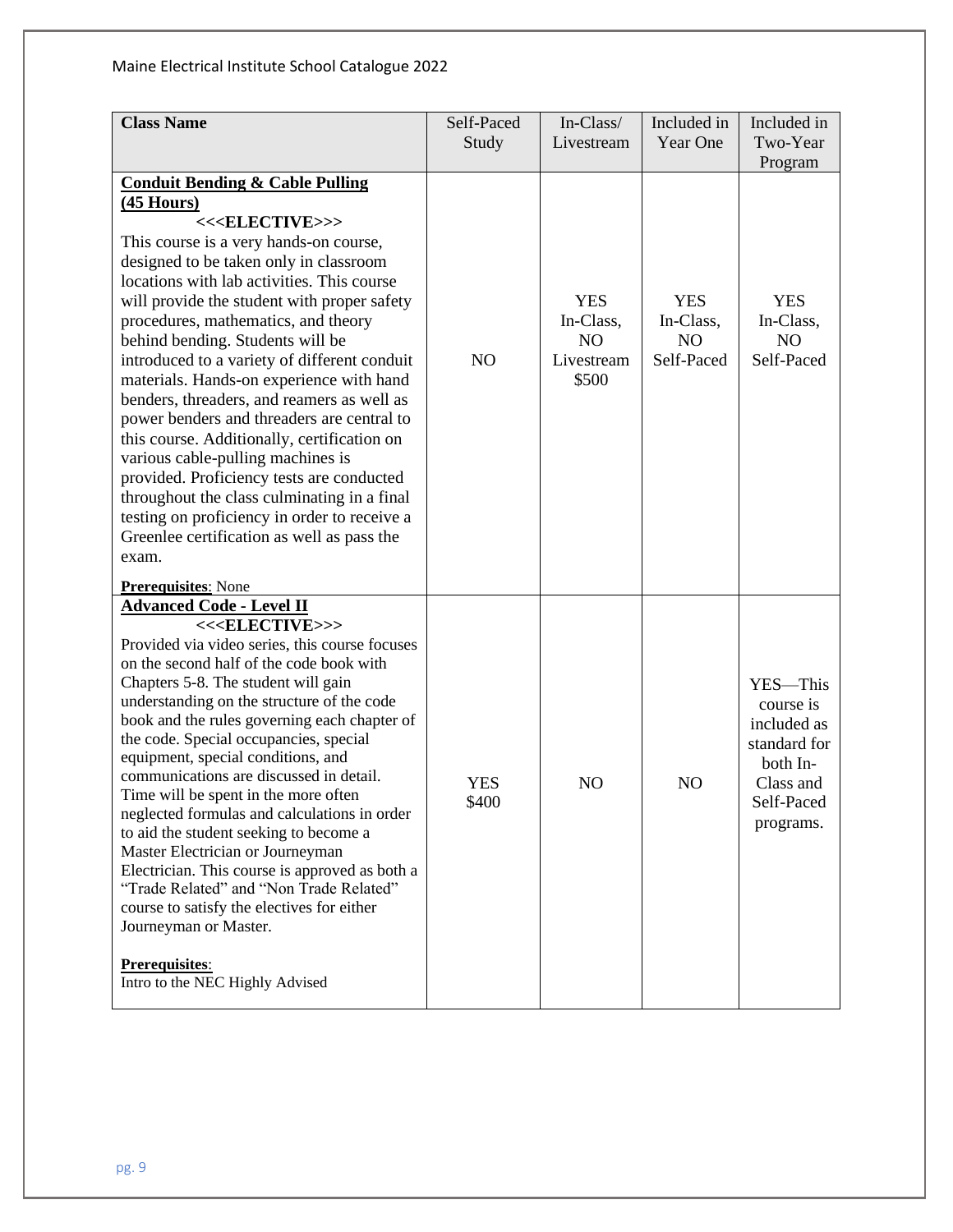| Class Name | Self-Paced Study | In-Class/ Livestream | Included in Year One | Included in Two-Year Program |
|---|---|---|---|---|
| **Conduit Bending & Cable Pulling (45 Hours)**<br><<<ELECTIVE>>><br>This course is a very hands-on course, designed to be taken only in classroom locations with lab activities. This course will provide the student with proper safety procedures, mathematics, and theory behind bending. Students will be introduced to a variety of different conduit materials. Hands-on experience with hand benders, threaders, and reamers as well as power benders and threaders are central to this course. Additionally, certification on various cable-pulling machines is provided. Proficiency tests are conducted throughout the class culminating in a final testing on proficiency in order to receive a Greenlee certification as well as pass the exam.<br><br>**Prerequisites**: None | NO | YES In-Class, NO Livestream $500 | YES In-Class, NO Self-Paced | YES In-Class, NO Self-Paced |
| **Advanced Code - Level II**<br><<<ELECTIVE>>><br>Provided via video series, this course focuses on the second half of the code book with Chapters 5-8. The student will gain understanding on the structure of the code book and the rules governing each chapter of the code. Special occupancies, special equipment, special conditions, and communications are discussed in detail. Time will be spent in the more often neglected formulas and calculations in order to aid the student seeking to become a Master Electrician or Journeyman Electrician. This course is approved as both a "Trade Related" and "Non Trade Related" course to satisfy the electives for either Journeyman or Master.<br><br>**Prerequisites**:<br>Intro to the NEC Highly Advised | YES $400 | NO | NO | YES—This course is included as standard for both In-Class and Self-Paced programs. |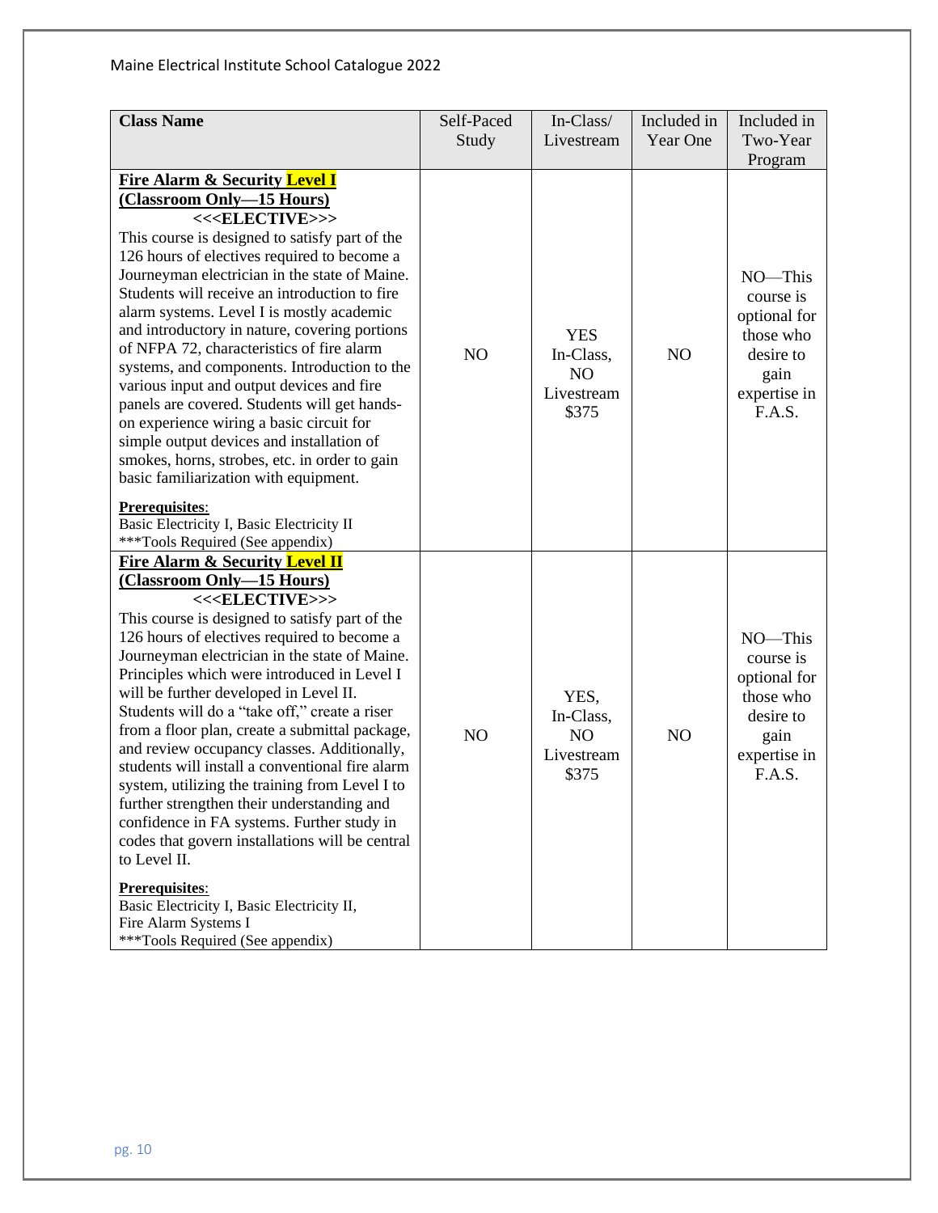| Class Name | Self-Paced Study | In-Class/ Livestream | Included in Year One | Included in Two-Year Program |
|---|---|---|---|---|
| **Fire Alarm & Security Level I (Classroom Only—15 Hours)**<br><<<**ELECTIVE**>>><br>This course is designed to satisfy part of the 126 hours of electives required to become a Journeyman electrician in the state of Maine. Students will receive an introduction to fire alarm systems. Level I is mostly academic and introductory in nature, covering portions of NFPA 72, characteristics of fire alarm systems, and components. Introduction to the various input and output devices and fire panels are covered. Students will get hands-on experience wiring a basic circuit for simple output devices and installation of smokes, horns, strobes, etc. in order to gain basic familiarization with equipment.<br>**Prerequisites**:<br>Basic Electricity I, Basic Electricity II<br>***Tools Required (See appendix) | NO | YES In-Class, NO Livestream $375 | NO | NO—This course is optional for those who desire to gain expertise in F.A.S. |
| **Fire Alarm & Security Level II (Classroom Only—15 Hours)**<br><<<**ELECTIVE**>>><br>This course is designed to satisfy part of the 126 hours of electives required to become a Journeyman electrician in the state of Maine. Principles which were introduced in Level I will be further developed in Level II. Students will do a "take off," create a riser from a floor plan, create a submittal package, and review occupancy classes. Additionally, students will install a conventional fire alarm system, utilizing the training from Level I to further strengthen their understanding and confidence in FA systems. Further study in codes that govern installations will be central to Level II.<br>**Prerequisites**:<br>Basic Electricity I, Basic Electricity II, Fire Alarm Systems I<br>***Tools Required (See appendix) | NO | YES, In-Class, NO Livestream $375 | NO | NO—This course is optional for those who desire to gain expertise in F.A.S. |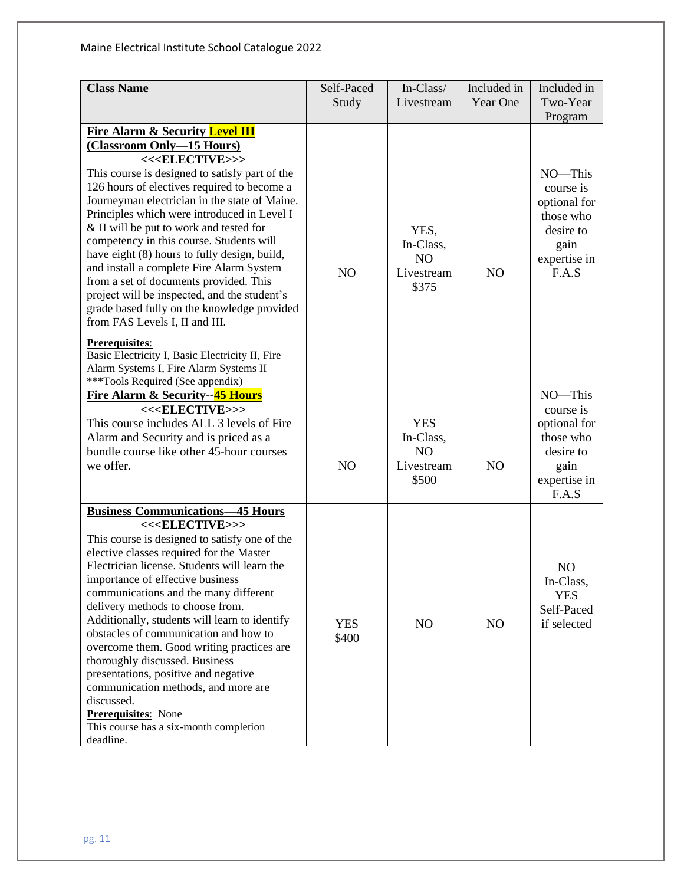| Class Name | Self-Paced Study | In-Class/ Livestream | Included in Year One | Included in Two-Year Program |
|---|---|---|---|---|
| **Fire Alarm & Security Level III (Classroom Only—15 Hours)**<br>**<<<ELECTIVE>>>**<br>This course is designed to satisfy part of the 126 hours of electives required to become a Journeyman electrician in the state of Maine. Principles which were introduced in Level I & II will be put to work and tested for competency in this course. Students will have eight (8) hours to fully design, build, and install a complete Fire Alarm System from a set of documents provided. This project will be inspected, and the student's grade based fully on the knowledge provided from FAS Levels I, II and III.<br>**Prerequisites**:<br>Basic Electricity I, Basic Electricity II, Fire Alarm Systems I, Fire Alarm Systems II<br>***Tools Required (See appendix) | NO | YES, In-Class, NO Livestream $375 | NO | NO—This course is optional for those who desire to gain expertise in F.A.S |
| **Fire Alarm & Security--45 Hours**<br>**<<<ELECTIVE>>>**<br>This course includes ALL 3 levels of Fire Alarm and Security and is priced as a bundle course like other 45-hour courses we offer. | NO | YES In-Class, NO Livestream $500 | NO | NO—This course is optional for those who desire to gain expertise in F.A.S |
| **Business Communications—45 Hours**<br>**<<<ELECTIVE>>>**<br>This course is designed to satisfy one of the elective classes required for the Master Electrician license. Students will learn the importance of effective business communications and the many different delivery methods to choose from. Additionally, students will learn to identify obstacles of communication and how to overcome them. Good writing practices are thoroughly discussed. Business presentations, positive and negative communication methods, and more are discussed.<br>**Prerequisites**: None<br>This course has a six-month completion deadline. | YES $400 | NO | NO | NO In-Class, YES Self-Paced if selected |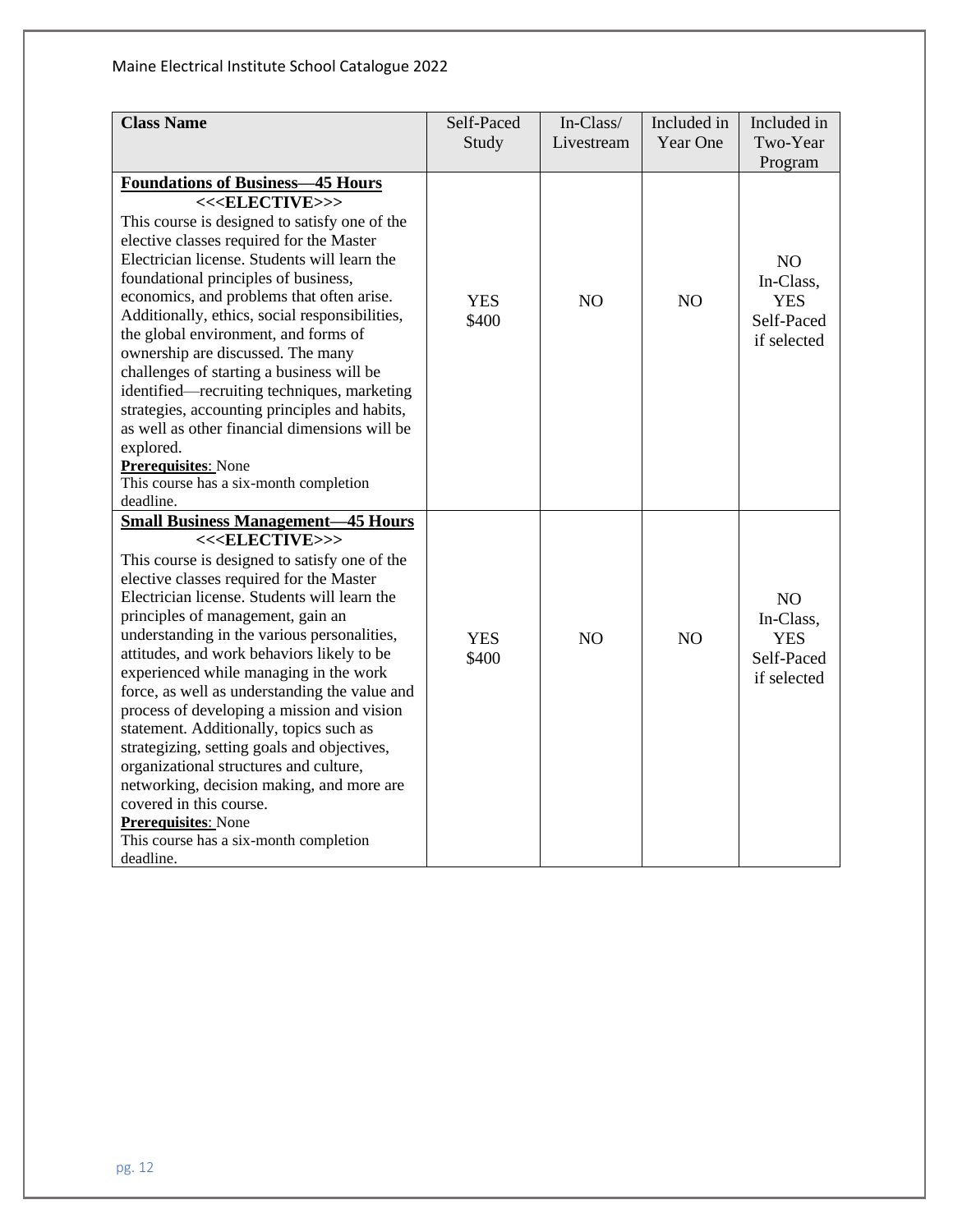| Class Name | Self-Paced Study | In-Class/ Livestream | Included in Year One | Included in Two-Year Program |
|---|---|---|---|---|
| **Foundations of Business—45 Hours**<br>**<<<ELECTIVE>>>**<br>This course is designed to satisfy one of the elective classes required for the Master Electrician license. Students will learn the foundational principles of business, economics, and problems that often arise. Additionally, ethics, social responsibilities, the global environment, and forms of ownership are discussed. The many challenges of starting a business will be identified—recruiting techniques, marketing strategies, accounting principles and habits, as well as other financial dimensions will be explored.<br>**Prerequisites**: None<br>This course has a six-month completion deadline. | YES<br>$400 | NO | NO | NO<br>In-Class,<br>YES<br>Self-Paced<br>if selected |
| **Small Business Management—45 Hours**<br>**<<<ELECTIVE>>>**<br>This course is designed to satisfy one of the elective classes required for the Master Electrician license. Students will learn the principles of management, gain an understanding in the various personalities, attitudes, and work behaviors likely to be experienced while managing in the work force, as well as understanding the value and process of developing a mission and vision statement. Additionally, topics such as strategizing, setting goals and objectives, organizational structures and culture, networking, decision making, and more are covered in this course.<br>**Prerequisites**: None<br>This course has a six-month completion deadline. | YES<br>$400 | NO | NO | NO<br>In-Class,<br>YES<br>Self-Paced<br>if selected |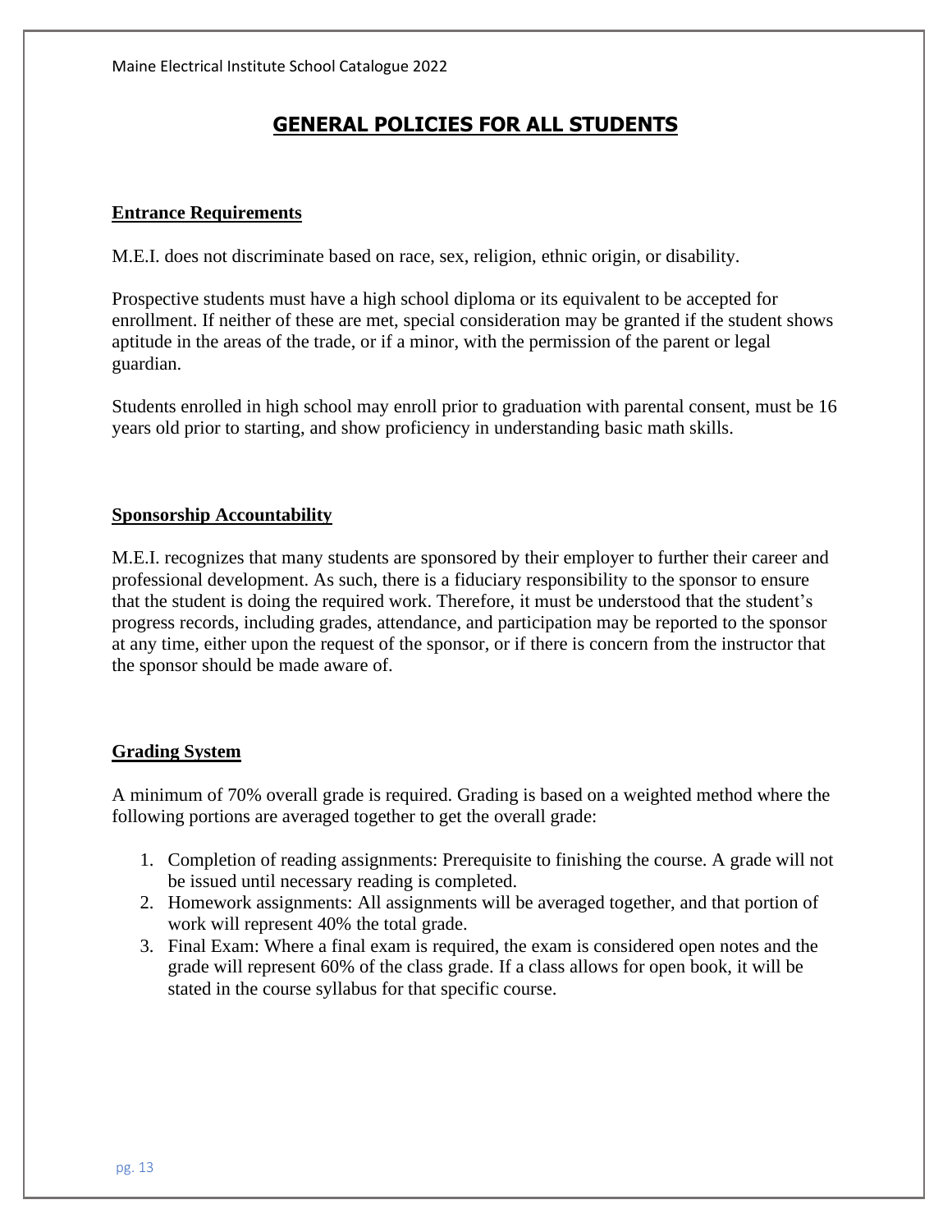# GENERAL POLICIES FOR ALL STUDENTS

## Entrance Requirements

M.E.I. does not discriminate based on race, sex, religion, ethnic origin, or disability.

Prospective students must have a high school diploma or its equivalent to be accepted for enrollment. If neither of these are met, special consideration may be granted if the student shows aptitude in the areas of the trade, or if a minor, with the permission of the parent or legal guardian.

Students enrolled in high school may enroll prior to graduation with parental consent, must be 16 years old prior to starting, and show proficiency in understanding basic math skills.

## Sponsorship Accountability

M.E.I. recognizes that many students are sponsored by their employer to further their career and professional development. As such, there is a fiduciary responsibility to the sponsor to ensure that the student is doing the required work. Therefore, it must be understood that the student's progress records, including grades, attendance, and participation may be reported to the sponsor at any time, either upon the request of the sponsor, or if there is concern from the instructor that the sponsor should be made aware of.

## Grading System

A minimum of 70% overall grade is required. Grading is based on a weighted method where the following portions are averaged together to get the overall grade:

1. Completion of reading assignments: Prerequisite to finishing the course. A grade will not be issued until necessary reading is completed.
2. Homework assignments: All assignments will be averaged together, and that portion of work will represent 40% the total grade.
3. Final Exam: Where a final exam is required, the exam is considered open notes and the grade will represent 60% of the class grade. If a class allows for open book, it will be stated in the course syllabus for that specific course.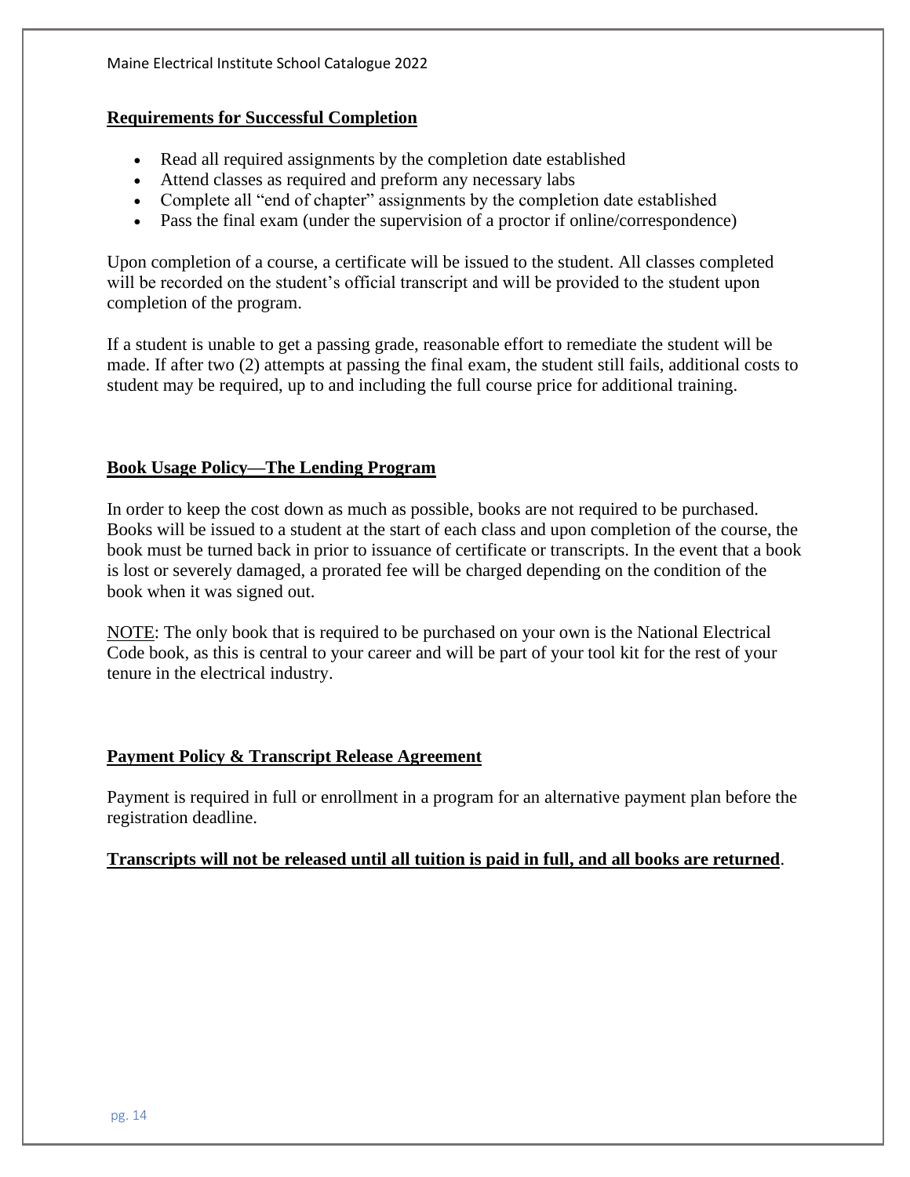## Requirements for Successful Completion

- Read all required assignments by the completion date established
- Attend classes as required and preform any necessary labs
- Complete all "end of chapter" assignments by the completion date established
- Pass the final exam (under the supervision of a proctor if online/correspondence)

Upon completion of a course, a certificate will be issued to the student. All classes completed will be recorded on the student's official transcript and will be provided to the student upon completion of the program.

If a student is unable to get a passing grade, reasonable effort to remediate the student will be made. If after two (2) attempts at passing the final exam, the student still fails, additional costs to student may be required, up to and including the full course price for additional training.

## Book Usage Policy—The Lending Program

In order to keep the cost down as much as possible, books are not required to be purchased. Books will be issued to a student at the start of each class and upon completion of the course, the book must be turned back in prior to issuance of certificate or transcripts. In the event that a book is lost or severely damaged, a prorated fee will be charged depending on the condition of the book when it was signed out.

NOTE: The only book that is required to be purchased on your own is the National Electrical Code book, as this is central to your career and will be part of your tool kit for the rest of your tenure in the electrical industry.

## Payment Policy & Transcript Release Agreement

Payment is required in full or enrollment in a program for an alternative payment plan before the registration deadline.

**Transcripts will not be released until all tuition is paid in full, and all books are returned**.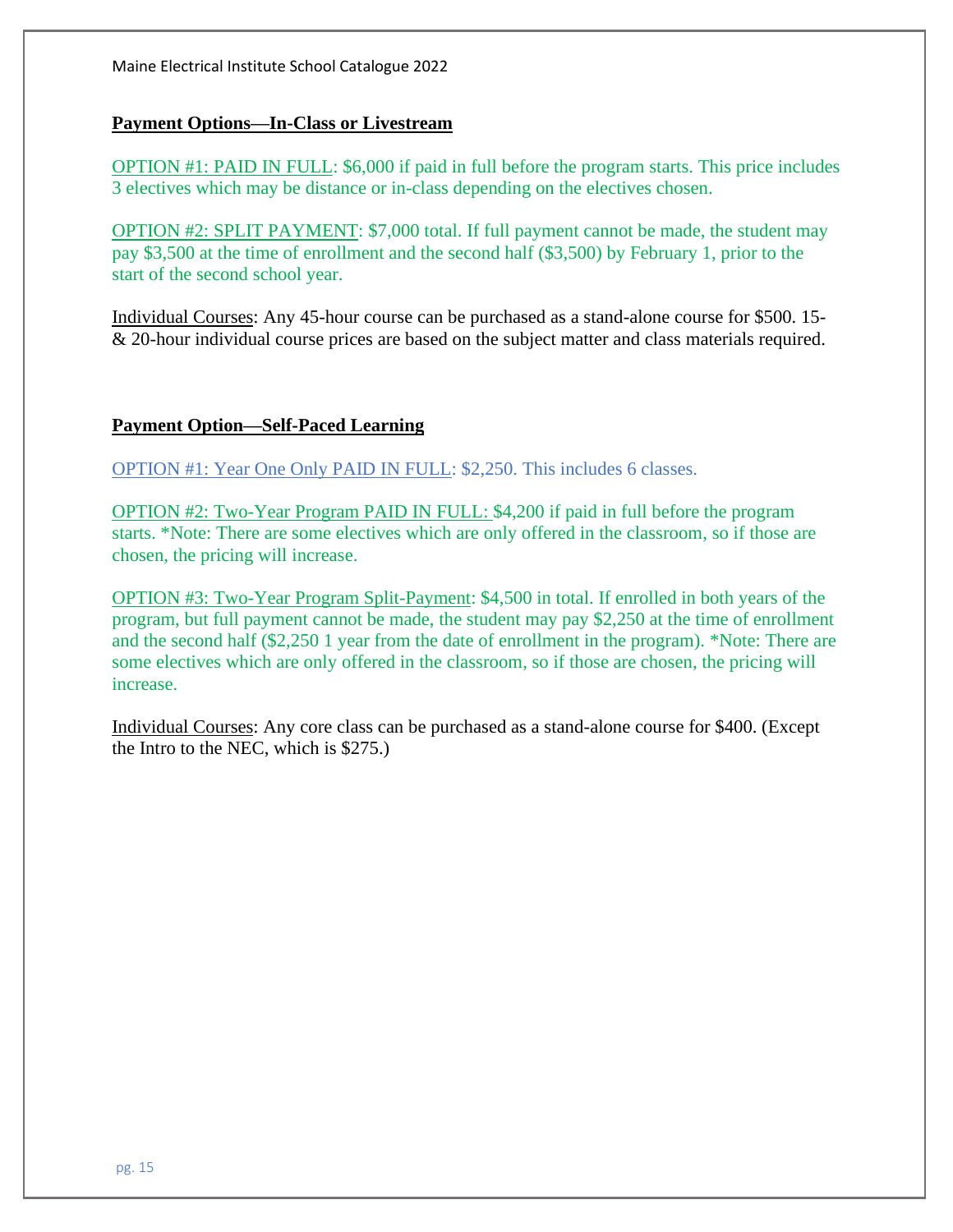## Payment Options—In-Class or Livestream

OPTION #1: PAID IN FULL: $6,000 if paid in full before the program starts. This price includes 3 electives which may be distance or in-class depending on the electives chosen.

OPTION #2: SPLIT PAYMENT: $7,000 total. If full payment cannot be made, the student may pay $3,500 at the time of enrollment and the second half ($3,500) by February 1, prior to the start of the second school year.

Individual Courses: Any 45-hour course can be purchased as a stand-alone course for $500. 15- & 20-hour individual course prices are based on the subject matter and class materials required.

## Payment Option—Self-Paced Learning

OPTION #1: Year One Only PAID IN FULL: $2,250. This includes 6 classes.

OPTION #2: Two-Year Program PAID IN FULL: $4,200 if paid in full before the program starts. *Note: There are some electives which are only offered in the classroom, so if those are chosen, the pricing will increase.

OPTION #3: Two-Year Program Split-Payment: $4,500 in total. If enrolled in both years of the program, but full payment cannot be made, the student may pay $2,250 at the time of enrollment and the second half ($2,250 1 year from the date of enrollment in the program). *Note: There are some electives which are only offered in the classroom, so if those are chosen, the pricing will increase.

Individual Courses: Any core class can be purchased as a stand-alone course for $400. (Except the Intro to the NEC, which is $275.)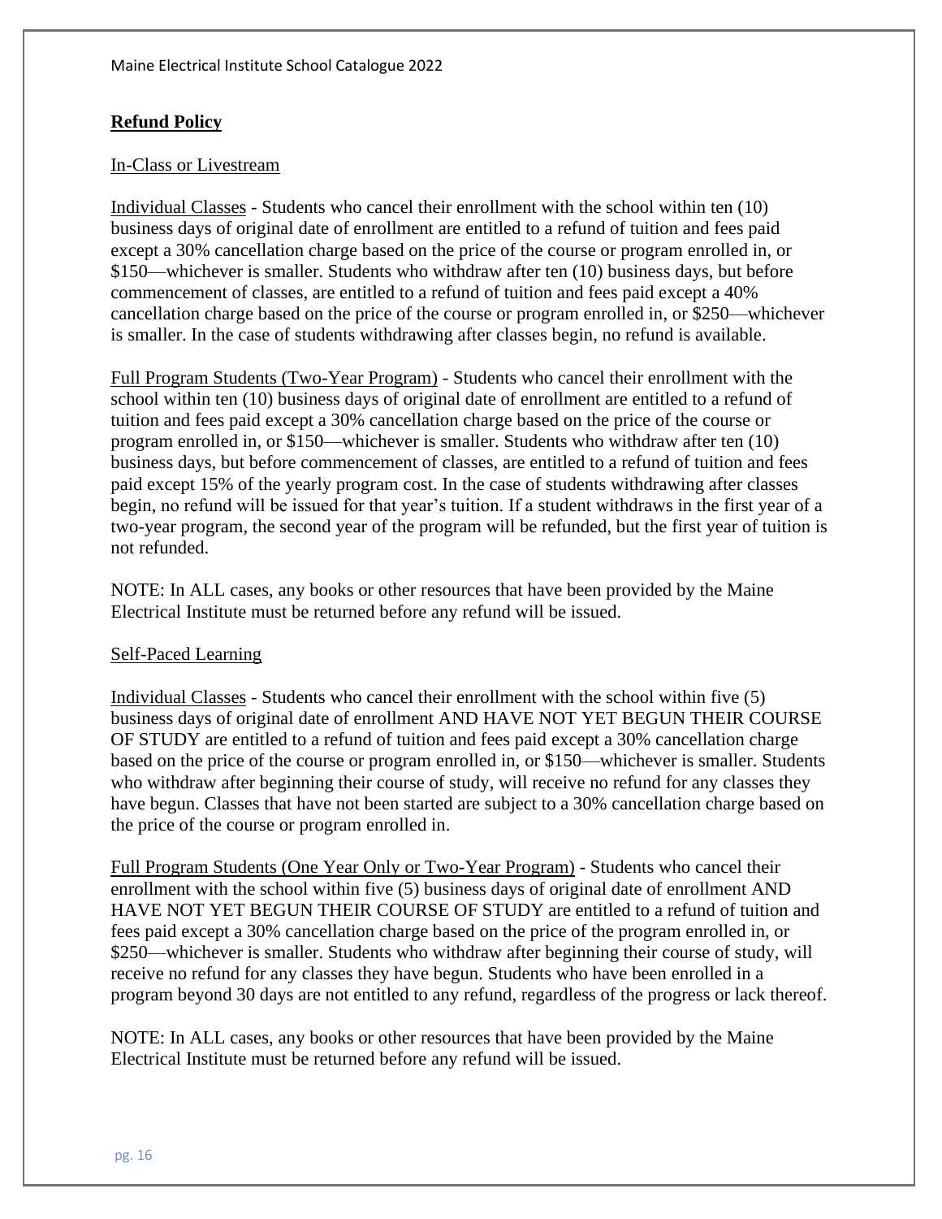## Refund Policy

### In-Class or Livestream

Individual Classes - Students who cancel their enrollment with the school within ten (10) business days of original date of enrollment are entitled to a refund of tuition and fees paid except a 30% cancellation charge based on the price of the course or program enrolled in, or $150—whichever is smaller. Students who withdraw after ten (10) business days, but before commencement of classes, are entitled to a refund of tuition and fees paid except a 40% cancellation charge based on the price of the course or program enrolled in, or $250—whichever is smaller. In the case of students withdrawing after classes begin, no refund is available.

Full Program Students (Two-Year Program) - Students who cancel their enrollment with the school within ten (10) business days of original date of enrollment are entitled to a refund of tuition and fees paid except a 30% cancellation charge based on the price of the course or program enrolled in, or $150—whichever is smaller. Students who withdraw after ten (10) business days, but before commencement of classes, are entitled to a refund of tuition and fees paid except 15% of the yearly program cost. In the case of students withdrawing after classes begin, no refund will be issued for that year's tuition. If a student withdraws in the first year of a two-year program, the second year of the program will be refunded, but the first year of tuition is not refunded.

NOTE: In ALL cases, any books or other resources that have been provided by the Maine Electrical Institute must be returned before any refund will be issued.

### Self-Paced Learning

Individual Classes - Students who cancel their enrollment with the school within five (5) business days of original date of enrollment AND HAVE NOT YET BEGUN THEIR COURSE OF STUDY are entitled to a refund of tuition and fees paid except a 30% cancellation charge based on the price of the course or program enrolled in, or $150—whichever is smaller. Students who withdraw after beginning their course of study, will receive no refund for any classes they have begun. Classes that have not been started are subject to a 30% cancellation charge based on the price of the course or program enrolled in.

Full Program Students (One Year Only or Two-Year Program) - Students who cancel their enrollment with the school within five (5) business days of original date of enrollment AND HAVE NOT YET BEGUN THEIR COURSE OF STUDY are entitled to a refund of tuition and fees paid except a 30% cancellation charge based on the price of the program enrolled in, or $250—whichever is smaller. Students who withdraw after beginning their course of study, will receive no refund for any classes they have begun. Students who have been enrolled in a program beyond 30 days are not entitled to any refund, regardless of the progress or lack thereof.

NOTE: In ALL cases, any books or other resources that have been provided by the Maine Electrical Institute must be returned before any refund will be issued.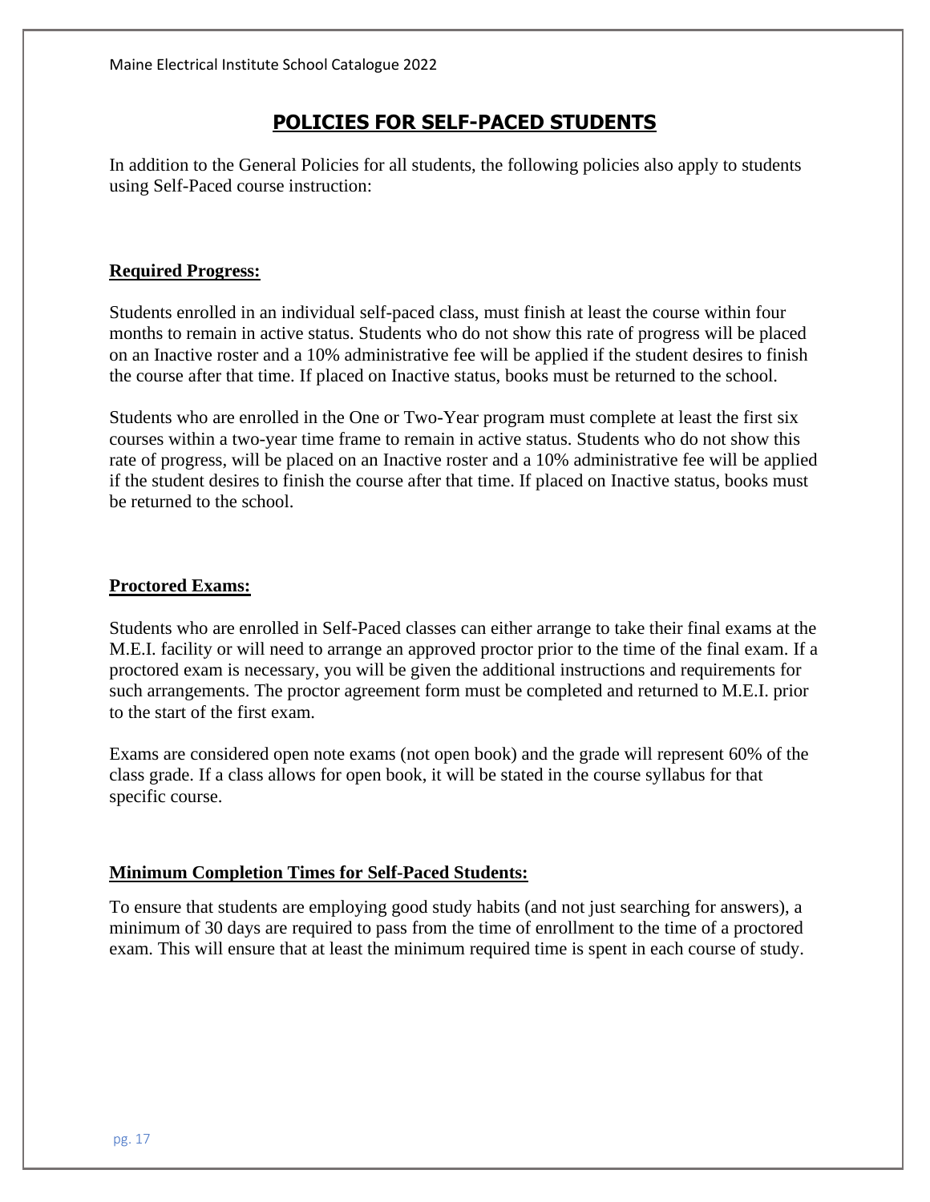# POLICIES FOR SELF-PACED STUDENTS

In addition to the General Policies for all students, the following policies also apply to students using Self-Paced course instruction:

**Required Progress:**

Students enrolled in an individual self-paced class, must finish at least the course within four months to remain in active status. Students who do not show this rate of progress will be placed on an Inactive roster and a 10% administrative fee will be applied if the student desires to finish the course after that time. If placed on Inactive status, books must be returned to the school.

Students who are enrolled in the One or Two-Year program must complete at least the first six courses within a two-year time frame to remain in active status. Students who do not show this rate of progress, will be placed on an Inactive roster and a 10% administrative fee will be applied if the student desires to finish the course after that time. If placed on Inactive status, books must be returned to the school.

**Proctored Exams:**

Students who are enrolled in Self-Paced classes can either arrange to take their final exams at the M.E.I. facility or will need to arrange an approved proctor prior to the time of the final exam. If a proctored exam is necessary, you will be given the additional instructions and requirements for such arrangements. The proctor agreement form must be completed and returned to M.E.I. prior to the start of the first exam.

Exams are considered open note exams (not open book) and the grade will represent 60% of the class grade. If a class allows for open book, it will be stated in the course syllabus for that specific course.

**Minimum Completion Times for Self-Paced Students:**

To ensure that students are employing good study habits (and not just searching for answers), a minimum of 30 days are required to pass from the time of enrollment to the time of a proctored exam. This will ensure that at least the minimum required time is spent in each course of study.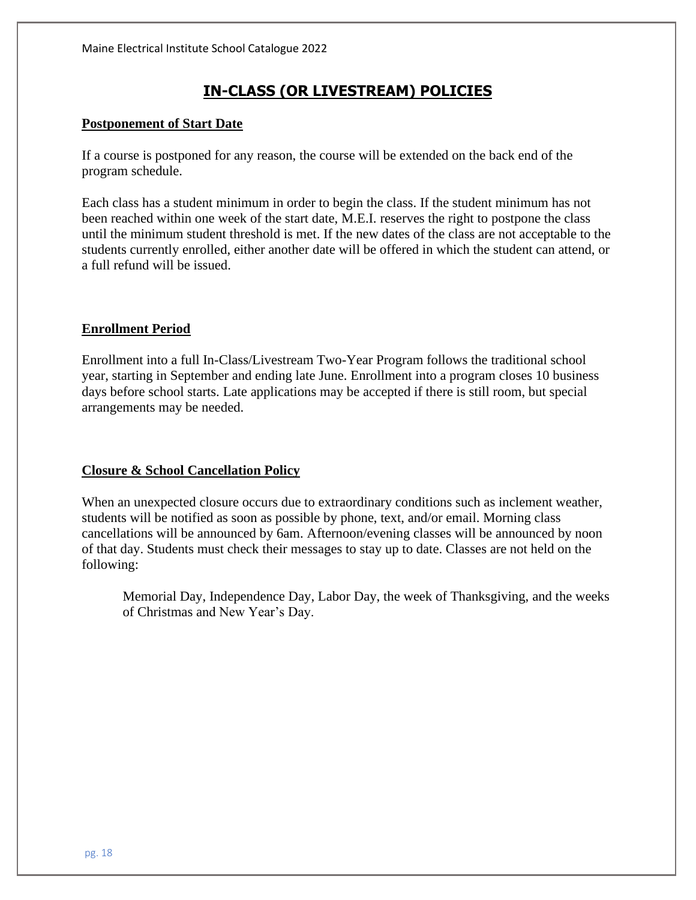# IN-CLASS (OR LIVESTREAM) POLICIES

**Postponement of Start Date**

If a course is postponed for any reason, the course will be extended on the back end of the program schedule.

Each class has a student minimum in order to begin the class. If the student minimum has not been reached within one week of the start date, M.E.I. reserves the right to postpone the class until the minimum student threshold is met. If the new dates of the class are not acceptable to the students currently enrolled, either another date will be offered in which the student can attend, or a full refund will be issued.

**Enrollment Period**

Enrollment into a full In-Class/Livestream Two-Year Program follows the traditional school year, starting in September and ending late June. Enrollment into a program closes 10 business days before school starts. Late applications may be accepted if there is still room, but special arrangements may be needed.

**Closure & School Cancellation Policy**

When an unexpected closure occurs due to extraordinary conditions such as inclement weather, students will be notified as soon as possible by phone, text, and/or email. Morning class cancellations will be announced by 6am. Afternoon/evening classes will be announced by noon of that day. Students must check their messages to stay up to date. Classes are not held on the following:

> Memorial Day, Independence Day, Labor Day, the week of Thanksgiving, and the weeks of Christmas and New Year's Day.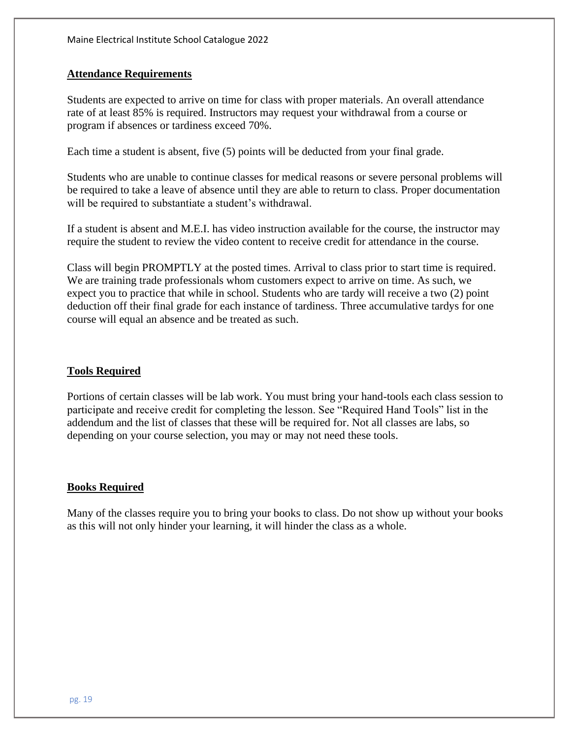## Attendance Requirements

Students are expected to arrive on time for class with proper materials. An overall attendance rate of at least 85% is required. Instructors may request your withdrawal from a course or program if absences or tardiness exceed 70%.

Each time a student is absent, five (5) points will be deducted from your final grade.

Students who are unable to continue classes for medical reasons or severe personal problems will be required to take a leave of absence until they are able to return to class. Proper documentation will be required to substantiate a student's withdrawal.

If a student is absent and M.E.I. has video instruction available for the course, the instructor may require the student to review the video content to receive credit for attendance in the course.

Class will begin PROMPTLY at the posted times. Arrival to class prior to start time is required. We are training trade professionals whom customers expect to arrive on time. As such, we expect you to practice that while in school. Students who are tardy will receive a two (2) point deduction off their final grade for each instance of tardiness. Three accumulative tardys for one course will equal an absence and be treated as such.

## Tools Required

Portions of certain classes will be lab work. You must bring your hand-tools each class session to participate and receive credit for completing the lesson. See "Required Hand Tools" list in the addendum and the list of classes that these will be required for. Not all classes are labs, so depending on your course selection, you may or may not need these tools.

## Books Required

Many of the classes require you to bring your books to class. Do not show up without your books as this will not only hinder your learning, it will hinder the class as a whole.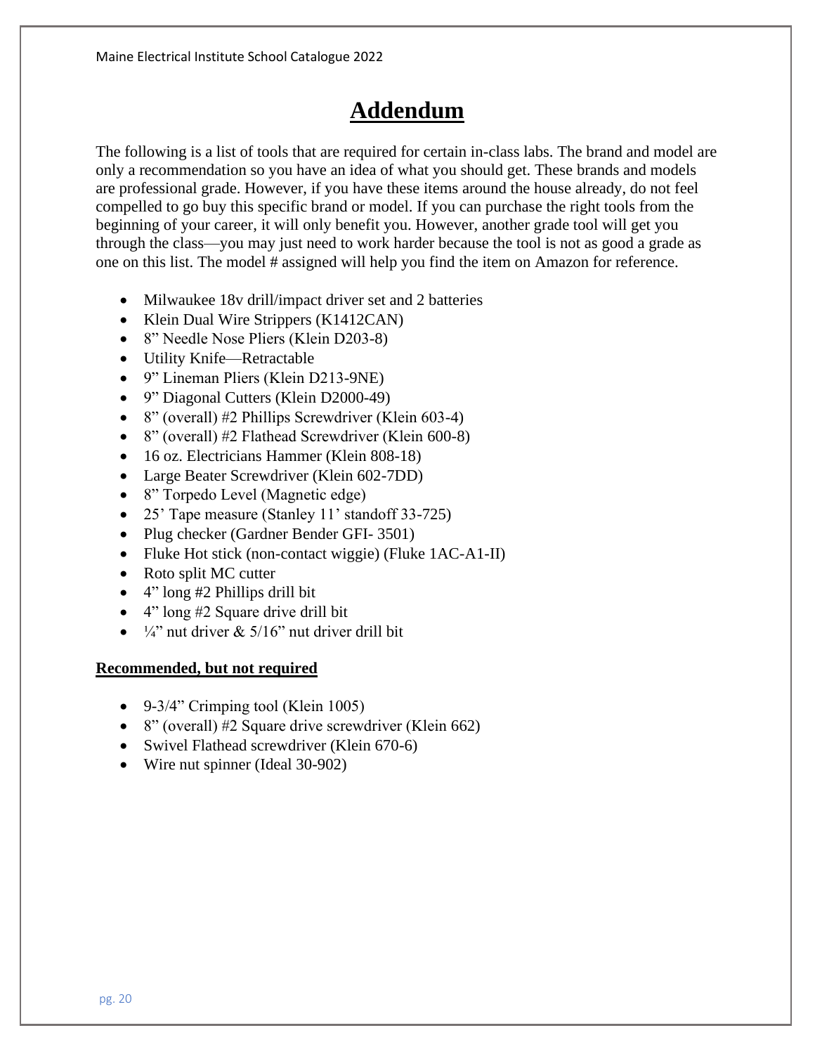# Addendum

The following is a list of tools that are required for certain in-class labs. The brand and model are only a recommendation so you have an idea of what you should get. These brands and models are professional grade. However, if you have these items around the house already, do not feel compelled to go buy this specific brand or model. If you can purchase the right tools from the beginning of your career, it will only benefit you. However, another grade tool will get you through the class—you may just need to work harder because the tool is not as good a grade as one on this list. The model # assigned will help you find the item on Amazon for reference.

- Milwaukee 18v drill/impact driver set and 2 batteries
- Klein Dual Wire Strippers (K1412CAN)
- 8" Needle Nose Pliers (Klein D203-8)
- Utility Knife—Retractable
- 9" Lineman Pliers (Klein D213-9NE)
- 9" Diagonal Cutters (Klein D2000-49)
- 8" (overall) #2 Phillips Screwdriver (Klein 603-4)
- 8" (overall) #2 Flathead Screwdriver (Klein 600-8)
- 16 oz. Electricians Hammer (Klein 808-18)
- Large Beater Screwdriver (Klein 602-7DD)
- 8" Torpedo Level (Magnetic edge)
- 25' Tape measure (Stanley 11' standoff 33-725)
- Plug checker (Gardner Bender GFI- 3501)
- Fluke Hot stick (non-contact wiggie) (Fluke 1AC-A1-II)
- Roto split MC cutter
- 4" long #2 Phillips drill bit
- 4" long #2 Square drive drill bit
- ¼" nut driver & 5/16" nut driver drill bit

**Recommended, but not required**

- 9-3/4" Crimping tool (Klein 1005)
- 8" (overall) #2 Square drive screwdriver (Klein 662)
- Swivel Flathead screwdriver (Klein 670-6)
- Wire nut spinner (Ideal 30-902)